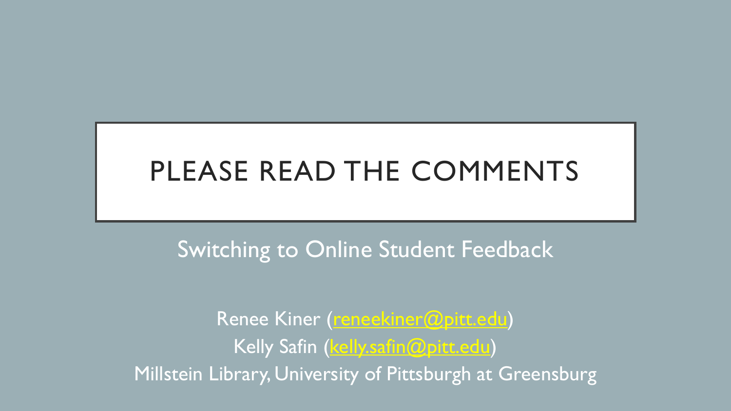# PLEASE READ THE COMMENTS

Switching to Online Student Feedback

Renee Kiner (reneekiner@pitt.edu)
Kelly Safin (kelly.safin@pitt.edu)
Millstein Library, University of Pittsburgh at Greensburg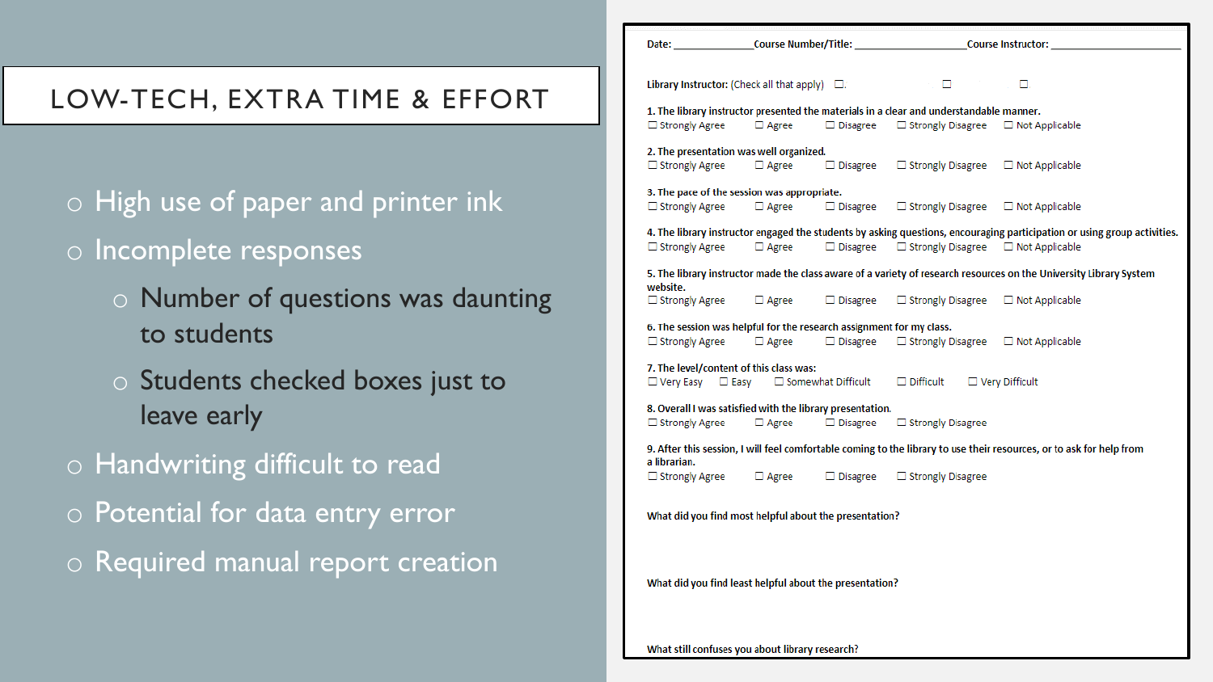# LOW-TECH, EXTRA TIME & EFFORT

- High use of paper and printer ink
- Incomplete responses
  - Number of questions was daunting to students
  - Students checked boxes just to leave early
- Handwriting difficult to read
- Potential for data entry error
- Required manual report creation

---

**Date:** ____________ **Course Number/Title:** __________________ **Course Instructor:** __________________

**Library Instructor:** (Check all that apply) ☐ ☐ ☐

**1. The library instructor presented the materials in a clear and understandable manner.**
☐ Strongly Agree ☐ Agree ☐ Disagree ☐ Strongly Disagree ☐ Not Applicable

**2. The presentation was well organized.**
☐ Strongly Agree ☐ Agree ☐ Disagree ☐ Strongly Disagree ☐ Not Applicable

**3. The pace of the session was appropriate.**
☐ Strongly Agree ☐ Agree ☐ Disagree ☐ Strongly Disagree ☐ Not Applicable

**4. The library instructor engaged the students by asking questions, encouraging participation or using group activities.**
☐ Strongly Agree ☐ Agree ☐ Disagree ☐ Strongly Disagree ☐ Not Applicable

**5. The library instructor made the class aware of a variety of research resources on the University Library System website.**
☐ Strongly Agree ☐ Agree ☐ Disagree ☐ Strongly Disagree ☐ Not Applicable

**6. The session was helpful for the research assignment for my class.**
☐ Strongly Agree ☐ Agree ☐ Disagree ☐ Strongly Disagree ☐ Not Applicable

**7. The level/content of this class was:**
☐ Very Easy ☐ Easy ☐ Somewhat Difficult ☐ Difficult ☐ Very Difficult

**8. Overall I was satisfied with the library presentation.**
☐ Strongly Agree ☐ Agree ☐ Disagree ☐ Strongly Disagree

**9. After this session, I will feel comfortable coming to the library to use their resources, or to ask for help from a librarian.**
☐ Strongly Agree ☐ Agree ☐ Disagree ☐ Strongly Disagree

**What did you find most helpful about the presentation?**

**What did you find least helpful about the presentation?**

**What still confuses you about library research?**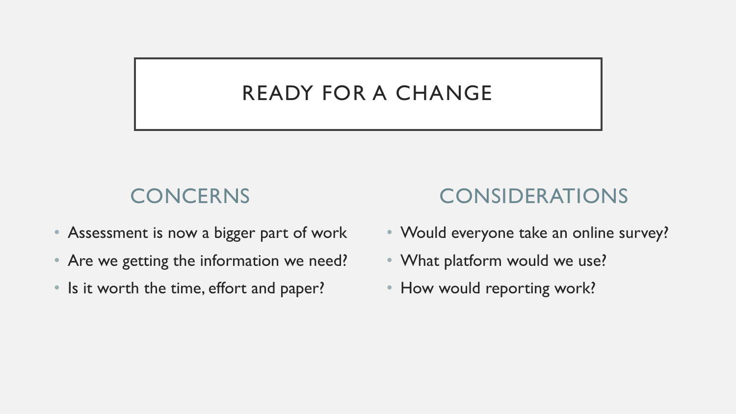# READY FOR A CHANGE

## CONCERNS

- Assessment is now a bigger part of work
- Are we getting the information we need?
- Is it worth the time, effort and paper?

## CONSIDERATIONS

- Would everyone take an online survey?
- What platform would we use?
- How would reporting work?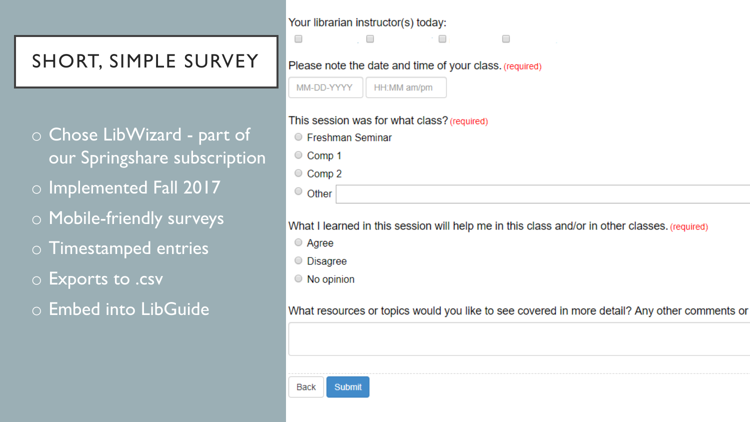# SHORT, SIMPLE SURVEY

- Chose LibWizard - part of our Springshare subscription
- Implemented Fall 2017
- Mobile-friendly surveys
- Timestamped entries
- Exports to .csv
- Embed into LibGuide

Your librarian instructor(s) today:

☐ ☐ ☐ ☐

Please note the date and time of your class. (required)

MM-DD-YYYY HH:MM am/pm

This session was for what class? (required)

- Freshman Seminar
- Comp 1
- Comp 2
- Other

What I learned in this session will help me in this class and/or in other classes. (required)

- Agree
- Disagree
- No opinion

What resources or topics would you like to see covered in more detail? Any other comments or

Back Submit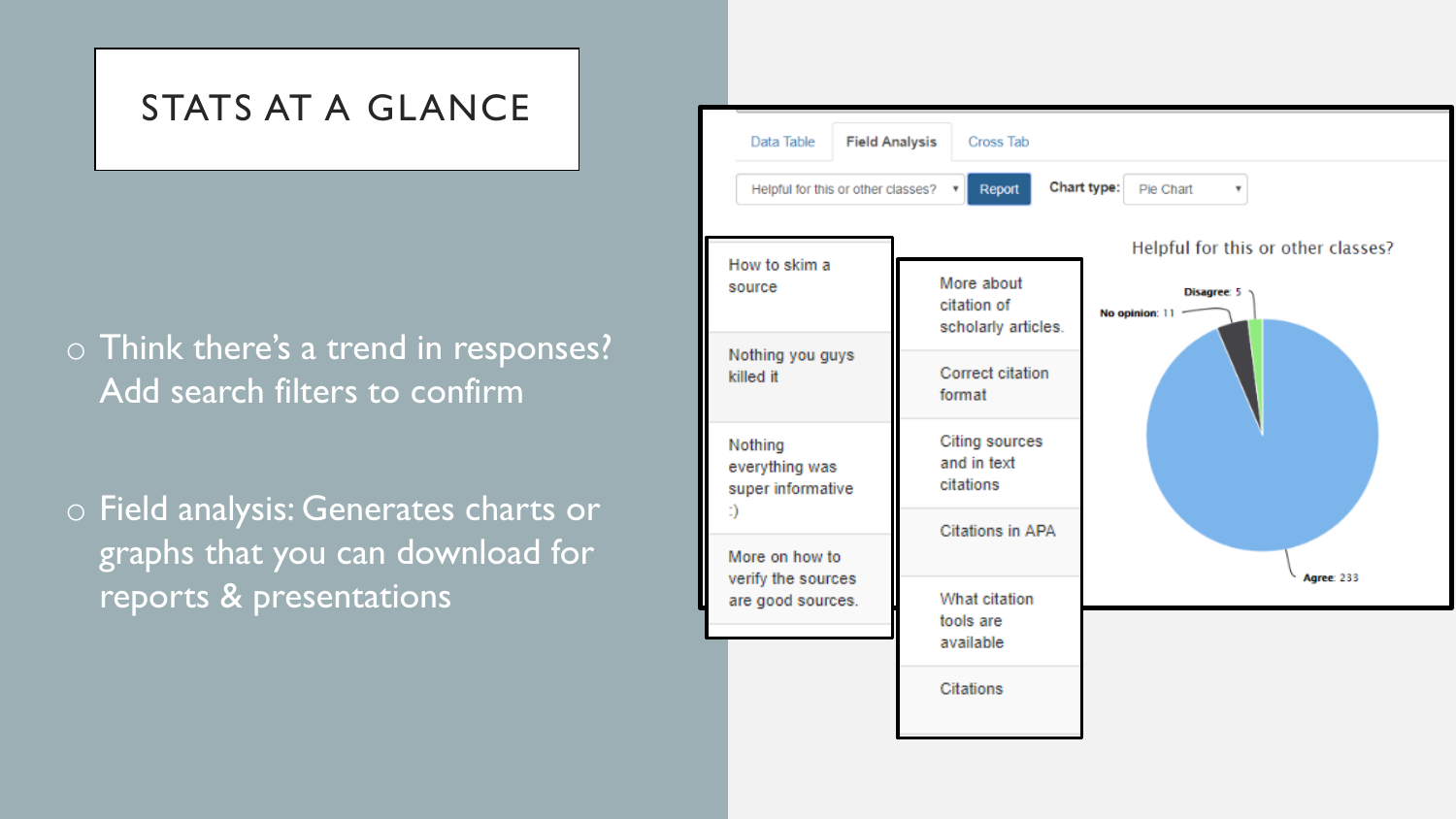# STATS AT A GLANCE

- Think there's a trend in responses? Add search filters to confirm
- Field analysis: Generates charts or graphs that you can download for reports & presentations

Data Table | Field Analysis | Cross Tab

Helpful for this or other classes? | Report | Chart type: Pie Chart

| |
|---|
| How to skim a source |
| Nothing you guys killed it |
| Nothing everything was super informative :) |
| More on how to verify the sources are good sources. |

| |
|---|
| More about citation of scholarly articles. |
| Correct citation format |
| Citing sources and in text citations |
| Citations in APA |
| What citation tools are available |
| Citations |

Helpful for this or other classes?

Disagree: 5

No opinion: 11

Agree: 233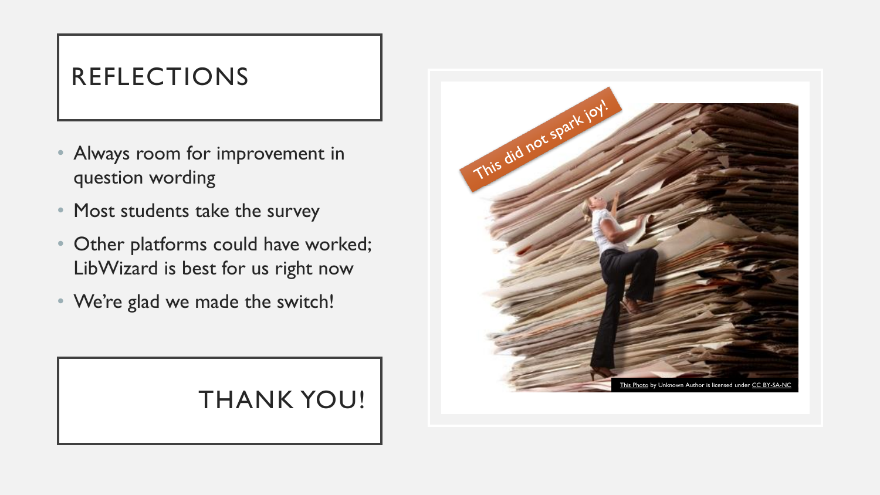# REFLECTIONS

- Always room for improvement in question wording
- Most students take the survey
- Other platforms could have worked; LibWizard is best for us right now
- We're glad we made the switch!

# THANK YOU!

This did not spark joy!

This Photo by Unknown Author is licensed under CC BY-SA-NC